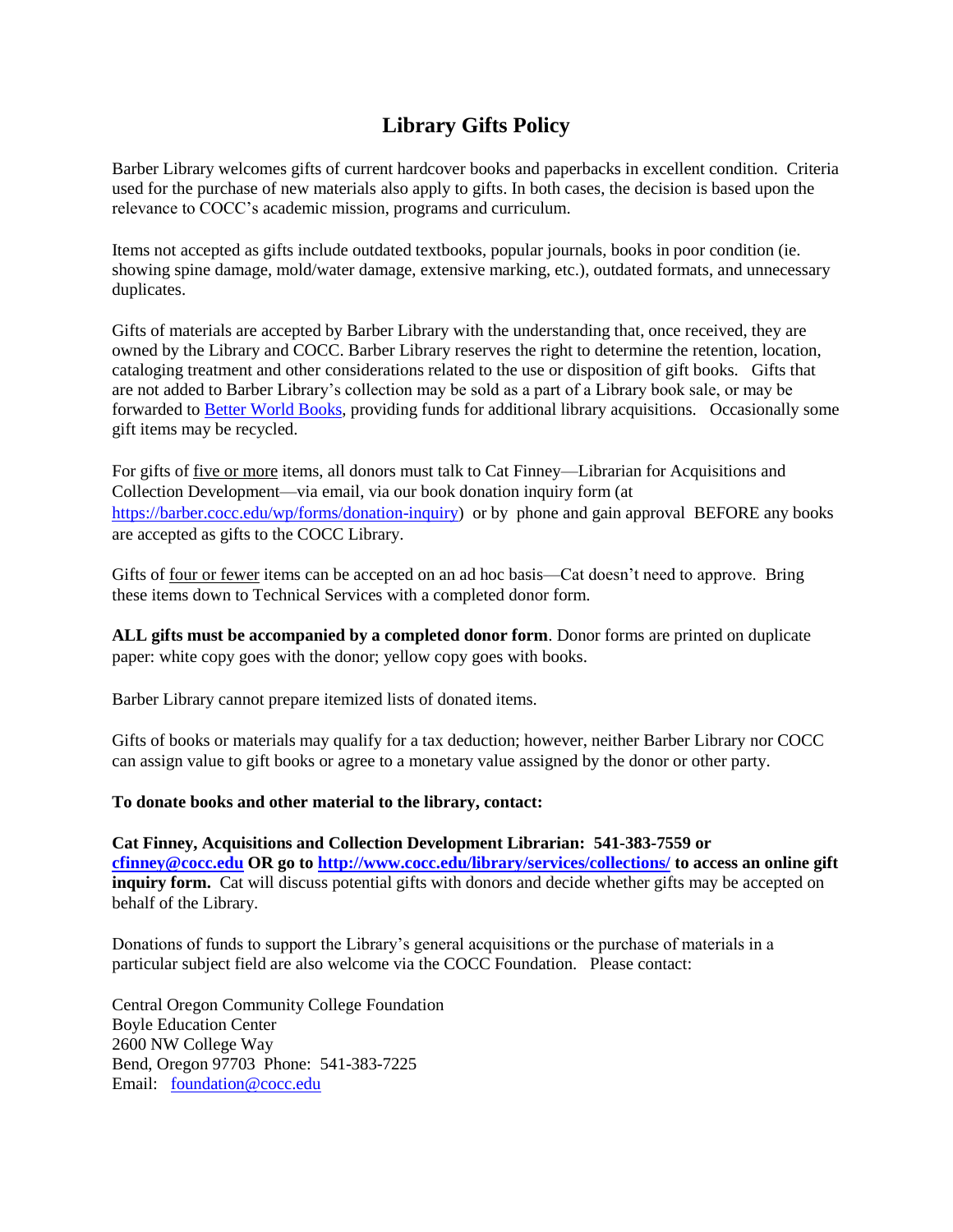# Library Gifts Policy

Barber Library welcomes gifts of current hardcover books and paperbacks in excellent condition. Criteria used for the purchase of new materials also apply to gifts. In both cases, the decision is based upon the relevance to COCC's academic mission, programs and curriculum.

Items not accepted as gifts include outdated textbooks, popular journals, books in poor condition (ie. showing spine damage, mold/water damage, extensive marking, etc.), outdated formats, and unnecessary duplicates.

Gifts of materials are accepted by Barber Library with the understanding that, once received, they are owned by the Library and COCC. Barber Library reserves the right to determine the retention, location, cataloging treatment and other considerations related to the use or disposition of gift books. Gifts that are not added to Barber Library's collection may be sold as a part of a Library book sale, or may be forwarded to [Better World Books](), providing funds for additional library acquisitions. Occasionally some gift items may be recycled.

For gifts of five or more items, all donors must talk to Cat Finney—Librarian for Acquisitions and Collection Development—via email, via our book donation inquiry form (at https://barber.cocc.edu/wp/forms/donation-inquiry) or by phone and gain approval BEFORE any books are accepted as gifts to the COCC Library.

Gifts of four or fewer items can be accepted on an ad hoc basis—Cat doesn't need to approve. Bring these items down to Technical Services with a completed donor form.

**ALL gifts must be accompanied by a completed donor form**. Donor forms are printed on duplicate paper: white copy goes with the donor; yellow copy goes with books.

Barber Library cannot prepare itemized lists of donated items.

Gifts of books or materials may qualify for a tax deduction; however, neither Barber Library nor COCC can assign value to gift books or agree to a monetary value assigned by the donor or other party.

**To donate books and other material to the library, contact:**

**Cat Finney, Acquisitions and Collection Development Librarian: 541-383-7559 or cfinney@cocc.edu OR go to http://www.cocc.edu/library/services/collections/ to access an online gift inquiry form.** Cat will discuss potential gifts with donors and decide whether gifts may be accepted on behalf of the Library.

Donations of funds to support the Library's general acquisitions or the purchase of materials in a particular subject field are also welcome via the COCC Foundation. Please contact:

Central Oregon Community College Foundation
Boyle Education Center
2600 NW College Way
Bend, Oregon 97703 Phone: 541-383-7225
Email: foundation@cocc.edu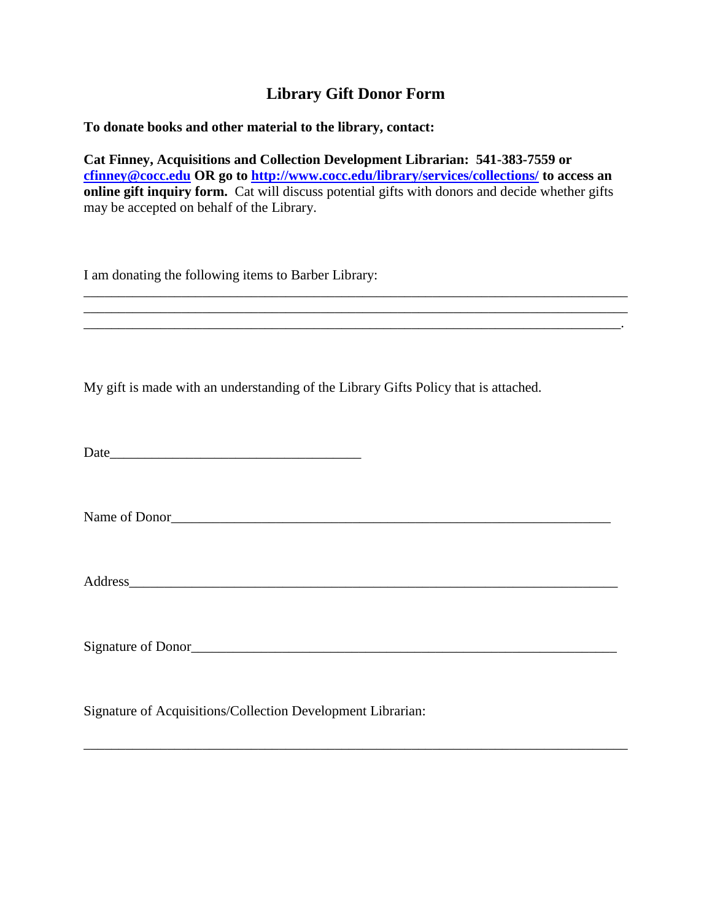# Library Gift Donor Form

**To donate books and other material to the library, contact:**

**Cat Finney, Acquisitions and Collection Development Librarian: 541-383-7559 or [cfinney@cocc.edu](mailto:cfinney@cocc.edu) OR go to [http://www.cocc.edu/library/services/collections/](http://www.cocc.edu/library/services/collections/) to access an online gift inquiry form.** Cat will discuss potential gifts with donors and decide whether gifts may be accepted on behalf of the Library.

I am donating the following items to Barber Library:

________________________________________________________________________________
________________________________________________________________________________
_______________________________________________________________________________.

My gift is made with an understanding of the Library Gifts Policy that is attached.

Date_____________________________________

Name of Donor_________________________________________________________________

Address______________________________________________________________________

Signature of Donor______________________________________________________________

Signature of Acquisitions/Collection Development Librarian:

________________________________________________________________________________